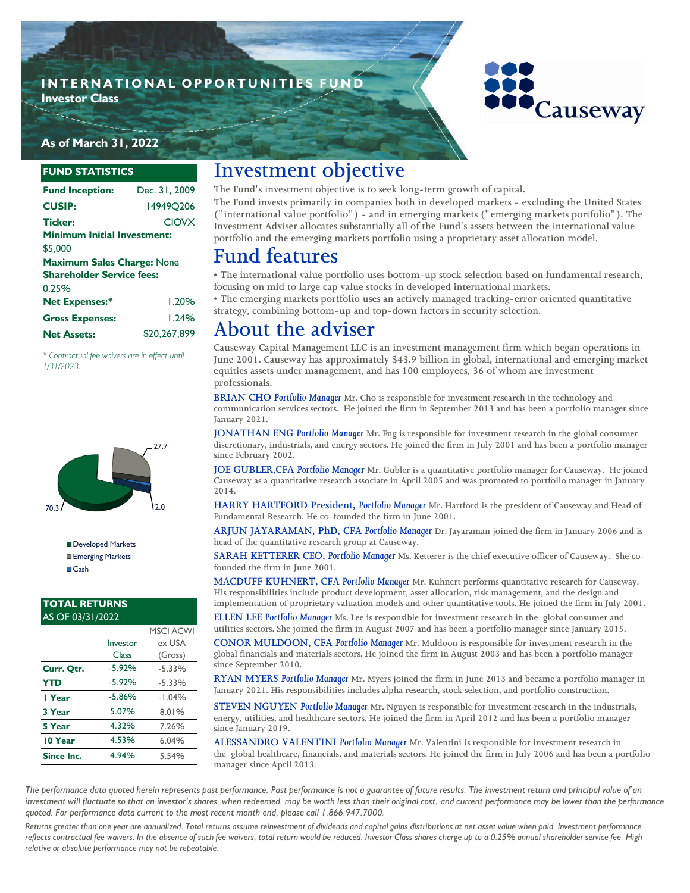# INTERNATIONAL OPPORTUNITIES FUND

**Investor Class**

**As of March 31, 2022**

Causeway

## FUND STATISTICS

| | |
|---|---|
| **Fund Inception:** | Dec. 31, 2009 |
| **CUSIP:** | 14949Q206 |
| **Ticker:** | CIOVX |
| **Minimum Initial Investment:** $5,000 | |
| **Maximum Sales Charge:** None | |
| **Shareholder Service fees:** 0.25% | |
| **Net Expenses:*** | 1.20% |
| **Gross Expenses:** | 1.24% |
| **Net Assets:** | $20,267,899 |

*\* Contractual fee waivers are in effect until 1/31/2023.*

27.7

70.3

2.0

Developed Markets

Emerging Markets

Cash

## TOTAL RETURNS AS OF 03/31/2022

| | Investor Class | MSCI ACWI ex USA (Gross) |
|---|---|---|
| **Curr. Qtr.** | -5.92% | -5.33% |
| **YTD** | -5.92% | -5.33% |
| **1 Year** | -5.86% | -1.04% |
| **3 Year** | 5.07% | 8.01% |
| **5 Year** | 4.32% | 7.26% |
| **10 Year** | 4.53% | 6.04% |
| **Since Inc.** | 4.94% | 5.54% |

# Investment objective

The Fund's investment objective is to seek long-term growth of capital.

The Fund invests primarily in companies both in developed markets - excluding the United States ("international value portfolio") - and in emerging markets ("emerging markets portfolio"). The Investment Adviser allocates substantially all of the Fund's assets between the international value portfolio and the emerging markets portfolio using a proprietary asset allocation model.

# Fund features

- The international value portfolio uses bottom-up stock selection based on fundamental research, focusing on mid to large cap value stocks in developed international markets.
- The emerging markets portfolio uses an actively managed tracking-error oriented quantitative strategy, combining bottom-up and top-down factors in security selection.

# About the adviser

Causeway Capital Management LLC is an investment management firm which began operations in June 2001. Causeway has approximately $43.9 billion in global, international and emerging market equities assets under management, and has 100 employees, 36 of whom are investment professionals.

**BRIAN CHO** *Portfolio Manager* Mr. Cho is responsible for investment research in the technology and communication services sectors. He joined the firm in September 2013 and has been a portfolio manager since January 2021.

**JONATHAN ENG** *Portfolio Manager* Mr. Eng is responsible for investment research in the global consumer discretionary, industrials, and energy sectors. He joined the firm in July 2001 and has been a portfolio manager since February 2002.

**JOE GUBLER,CFA** *Portfolio Manager* Mr. Gubler is a quantitative portfolio manager for Causeway. He joined Causeway as a quantitative research associate in April 2005 and was promoted to portfolio manager in January 2014.

**HARRY HARTFORD** *President, Portfolio Manager* Mr. Hartford is the president of Causeway and Head of Fundamental Research. He co-founded the firm in June 2001.

**ARJUN JAYARAMAN, PhD, CFA** *Portfolio Manager* Dr. Jayaraman joined the firm in January 2006 and is head of the quantitative research group at Causeway.

**SARAH KETTERER** *CEO, Portfolio Manager* Ms. Ketterer is the chief executive officer of Causeway. She co-founded the firm in June 2001.

**MACDUFF KUHNERT, CFA** *Portfolio Manager* Mr. Kuhnert performs quantitative research for Causeway. His responsibilities include product development, asset allocation, risk management, and the design and implementation of proprietary valuation models and other quantitative tools. He joined the firm in July 2001.

**ELLEN LEE** *Portfolio Manager* Ms. Lee is responsible for investment research in the global consumer and utilities sectors. She joined the firm in August 2007 and has been a portfolio manager since January 2015.

**CONOR MULDOON, CFA** *Portfolio Manager* Mr. Muldoon is responsible for investment research in the global financials and materials sectors. He joined the firm in August 2003 and has been a portfolio manager since September 2010.

**RYAN MYERS** *Portfolio Manager* Mr. Myers joined the firm in June 2013 and became a portfolio manager in January 2021. His responsibilities includes alpha research, stock selection, and portfolio construction.

**STEVEN NGUYEN** *Portfolio Manager* Mr. Nguyen is responsible for investment research in the industrials, energy, utilities, and healthcare sectors. He joined the firm in April 2012 and has been a portfolio manager since January 2019.

**ALESSANDRO VALENTINI** *Portfolio Manager* Mr. Valentini is responsible for investment research in the global healthcare, financials, and materials sectors. He joined the firm in July 2006 and has been a portfolio manager since April 2013.

*The performance data quoted herein represents past performance. Past performance is not a guarantee of future results. The investment return and principal value of an investment will fluctuate so that an investor's shares, when redeemed, may be worth less than their original cost, and current performance may be lower than the performance quoted. For performance data current to the most recent month end, please call 1.866.947.7000.*

*Returns greater than one year are annualized. Total returns assume reinvestment of dividends and capital gains distributions at net asset value when paid. Investment performance reflects contractual fee waivers. In the absence of such fee waivers, total return would be reduced. Investor Class shares charge up to a 0.25% annual shareholder service fee. High relative or absolute performance may not be repeatable.*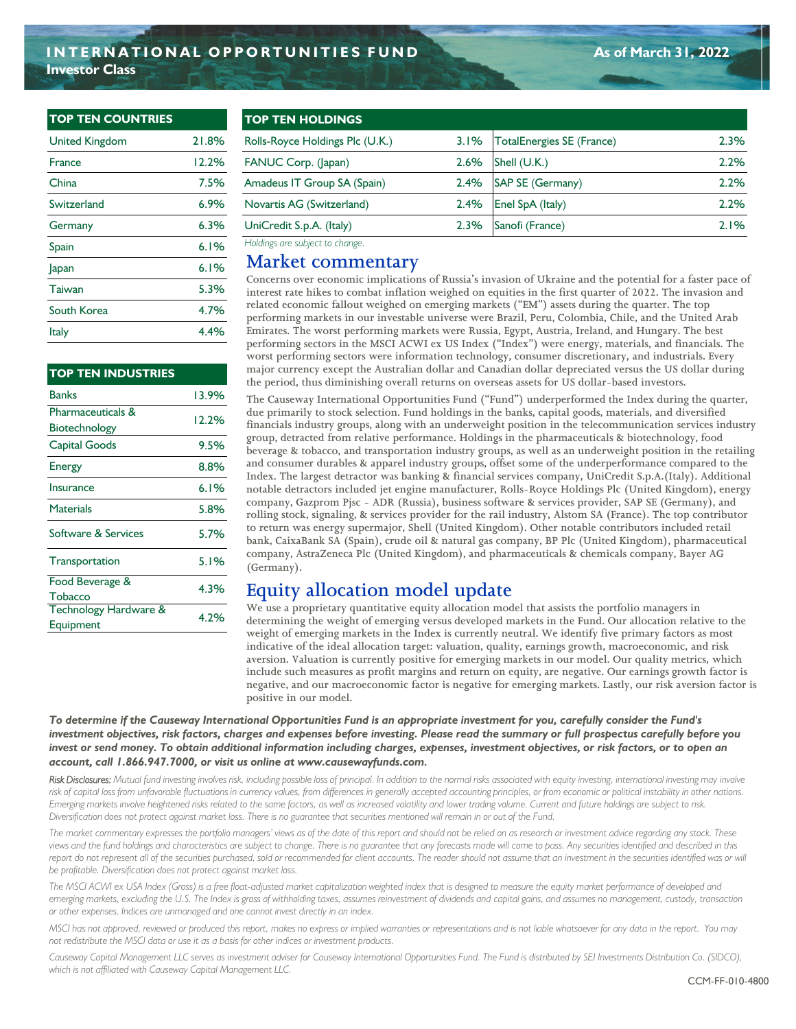# INTERNATIONAL OPPORTUNITIES FUND

**Investor Class**

**As of March 31, 2022**

| TOP TEN COUNTRIES | |
|---|---|
| United Kingdom | 21.8% |
| France | 12.2% |
| China | 7.5% |
| Switzerland | 6.9% |
| Germany | 6.3% |
| Spain | 6.1% |
| Japan | 6.1% |
| Taiwan | 5.3% |
| South Korea | 4.7% |
| Italy | 4.4% |

| TOP TEN INDUSTRIES | |
|---|---|
| Banks | 13.9% |
| Pharmaceuticals & Biotechnology | 12.2% |
| Capital Goods | 9.5% |
| Energy | 8.8% |
| Insurance | 6.1% |
| Materials | 5.8% |
| Software & Services | 5.7% |
| Transportation | 5.1% |
| Food Beverage & Tobacco | 4.3% |
| Technology Hardware & Equipment | 4.2% |

| TOP TEN HOLDINGS | | | |
|---|---|---|---|
| Rolls-Royce Holdings Plc (U.K.) | 3.1% | TotalEnergies SE (France) | 2.3% |
| FANUC Corp. (Japan) | 2.6% | Shell (U.K.) | 2.2% |
| Amadeus IT Group SA (Spain) | 2.4% | SAP SE (Germany) | 2.2% |
| Novartis AG (Switzerland) | 2.4% | Enel SpA (Italy) | 2.2% |
| UniCredit S.p.A. (Italy) | 2.3% | Sanofi (France) | 2.1% |

*Holdings are subject to change.*

## Market commentary

Concerns over economic implications of Russia's invasion of Ukraine and the potential for a faster pace of interest rate hikes to combat inflation weighed on equities in the first quarter of 2022. The invasion and related economic fallout weighed on emerging markets ("EM") assets during the quarter. The top performing markets in our investable universe were Brazil, Peru, Colombia, Chile, and the United Arab Emirates. The worst performing markets were Russia, Egypt, Austria, Ireland, and Hungary. The best performing sectors in the MSCI ACWI ex US Index ("Index") were energy, materials, and financials. The worst performing sectors were information technology, consumer discretionary, and industrials. Every major currency except the Australian dollar and Canadian dollar depreciated versus the US dollar during the period, thus diminishing overall returns on overseas assets for US dollar-based investors.

The Causeway International Opportunities Fund ("Fund") underperformed the Index during the quarter, due primarily to stock selection. Fund holdings in the banks, capital goods, materials, and diversified financials industry groups, along with an underweight position in the telecommunication services industry group, detracted from relative performance. Holdings in the pharmaceuticals & biotechnology, food beverage & tobacco, and transportation industry groups, as well as an underweight position in the retailing and consumer durables & apparel industry groups, offset some of the underperformance compared to the Index. The largest detractor was banking & financial services company, UniCredit S.p.A.(Italy). Additional notable detractors included jet engine manufacturer, Rolls-Royce Holdings Plc (United Kingdom), energy company, Gazprom Pjsc - ADR (Russia), business software & services provider, SAP SE (Germany), and rolling stock, signaling, & services provider for the rail industry, Alstom SA (France). The top contributor to return was energy supermajor, Shell (United Kingdom). Other notable contributors included retail bank, CaixaBank SA (Spain), crude oil & natural gas company, BP Plc (United Kingdom), pharmaceutical company, AstraZeneca Plc (United Kingdom), and pharmaceuticals & chemicals company, Bayer AG (Germany).

## Equity allocation model update

We use a proprietary quantitative equity allocation model that assists the portfolio managers in determining the weight of emerging versus developed markets in the Fund. Our allocation relative to the weight of emerging markets in the Index is currently neutral. We identify five primary factors as most indicative of the ideal allocation target: valuation, quality, earnings growth, macroeconomic, and risk aversion. Valuation is currently positive for emerging markets in our model. Our quality metrics, which include such measures as profit margins and return on equity, are negative. Our earnings growth factor is negative, and our macroeconomic factor is negative for emerging markets. Lastly, our risk aversion factor is positive in our model.

***To determine if the Causeway International Opportunities Fund is an appropriate investment for you, carefully consider the Fund's investment objectives, risk factors, charges and expenses before investing. Please read the summary or full prospectus carefully before you invest or send money. To obtain additional information including charges, expenses, investment objectives, or risk factors, or to open an account, call 1.866.947.7000, or visit us online at www.causewayfunds.com.***

*Risk Disclosures: Mutual fund investing involves risk, including possible loss of principal. In addition to the normal risks associated with equity investing, international investing may involve risk of capital loss from unfavorable fluctuations in currency values, from differences in generally accepted accounting principles, or from economic or political instability in other nations. Emerging markets involve heightened risks related to the same factors, as well as increased volatility and lower trading volume. Current and future holdings are subject to risk. Diversification does not protect against market loss. There is no guarantee that securities mentioned will remain in or out of the Fund.*

*The market commentary expresses the portfolio managers' views as of the date of this report and should not be relied on as research or investment advice regarding any stock. These views and the fund holdings and characteristics are subject to change. There is no guarantee that any forecasts made will come to pass. Any securities identified and described in this report do not represent all of the securities purchased, sold or recommended for client accounts. The reader should not assume that an investment in the securities identified was or will be profitable. Diversification does not protect against market loss.*

*The MSCI ACWI ex USA Index (Gross) is a free float-adjusted market capitalization weighted index that is designed to measure the equity market performance of developed and emerging markets, excluding the U.S. The Index is gross of withholding taxes, assumes reinvestment of dividends and capital gains, and assumes no management, custody, transaction or other expenses. Indices are unmanaged and one cannot invest directly in an index.*

*MSCI has not approved, reviewed or produced this report, makes no express or implied warranties or representations and is not liable whatsoever for any data in the report. You may not redistribute the MSCI data or use it as a basis for other indices or investment products.*

*Causeway Capital Management LLC serves as investment adviser for Causeway International Opportunities Fund. The Fund is distributed by SEI Investments Distribution Co. (SIDCO), which is not affiliated with Causeway Capital Management LLC.*

CCM-FF-010-4800